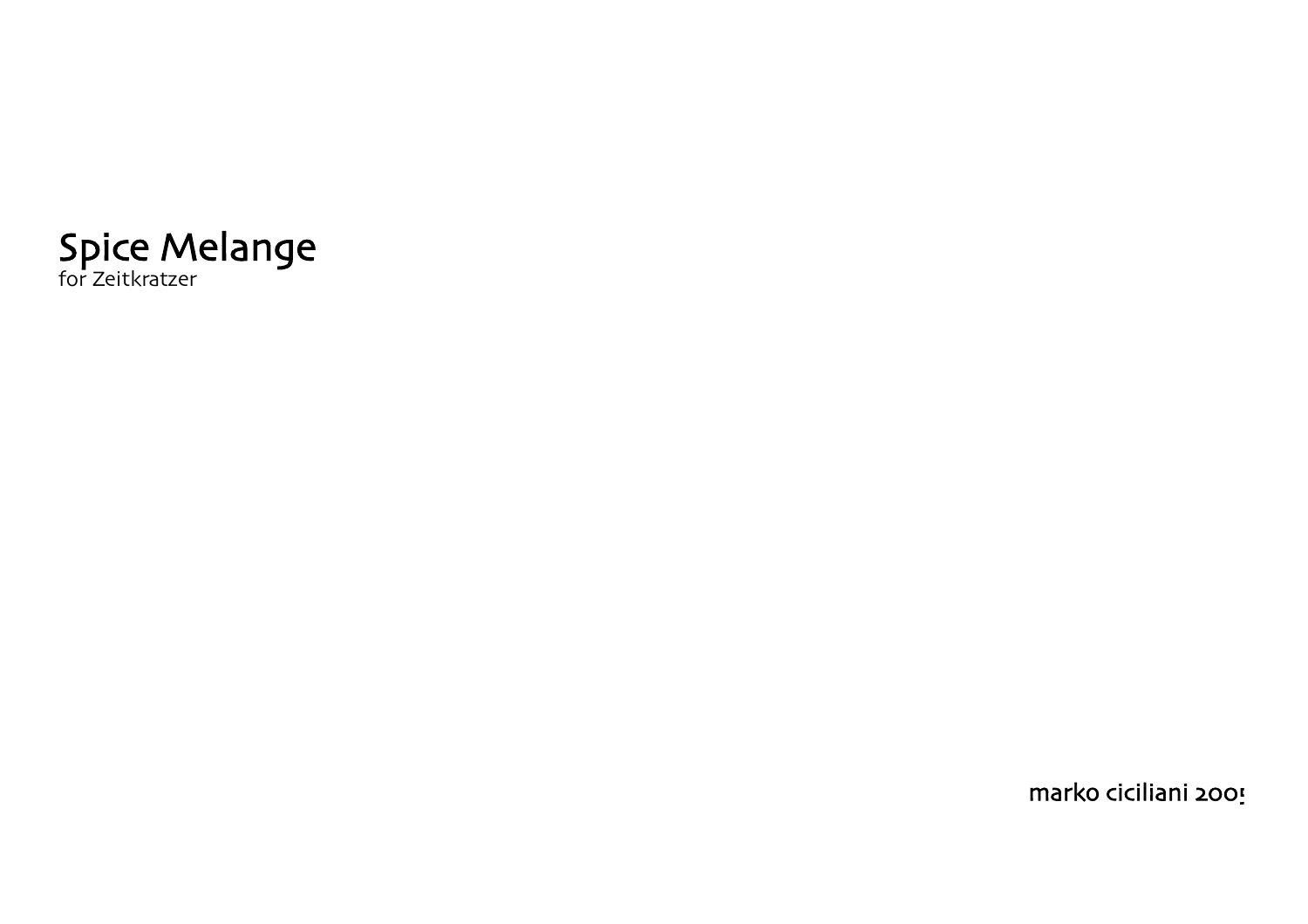# Spice Melange

for Zeitkratzer

marko ciciliani 2005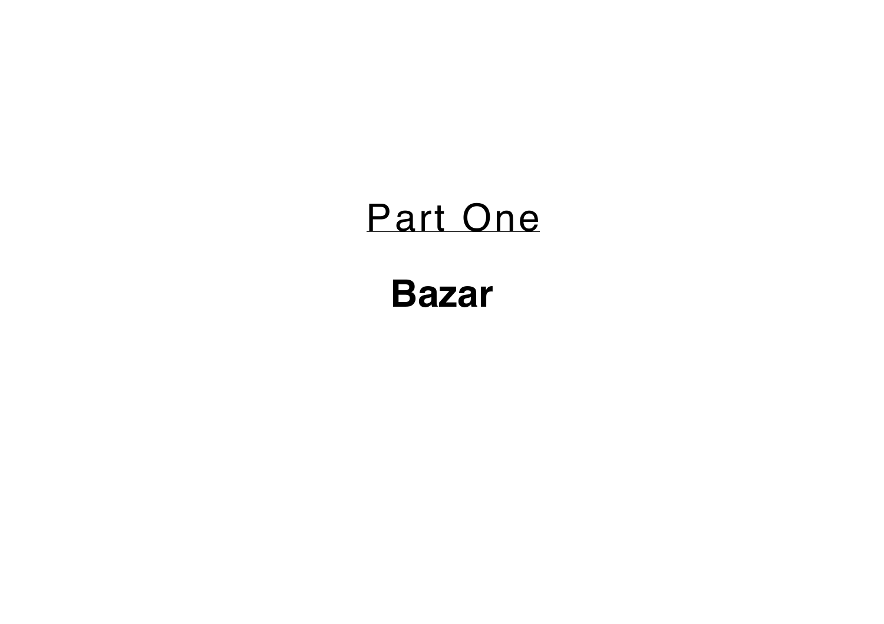# Part One

## Bazar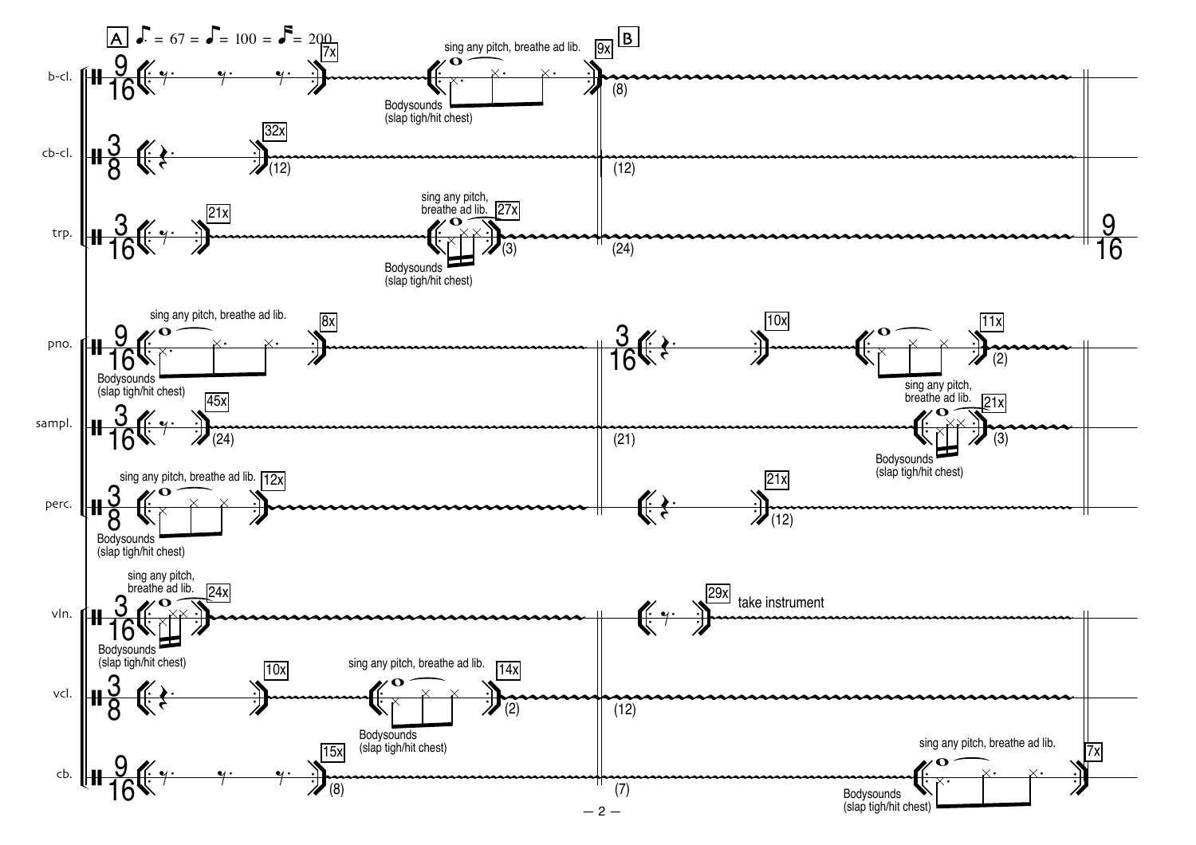A ♪. = 67 = ♪ = 100 = ♬ = 200

B

b-cl. — 9/16 — 7x — sing any pitch, breathe ad lib. — Bodysounds (slap tigh/hit chest) — 9x — (8)

cb-cl. — 3/8 — 32x — (12) — (12)

trp. — 3/16 — 21x — sing any pitch, breathe ad lib. — Bodysounds (slap tigh/hit chest) — 27x — (3) — (24) — 9/16

pno. — 9/16 — sing any pitch, breathe ad lib. — Bodysounds (slap tigh/hit chest) — 8x — 3/16 — 10x — 11x — (2)

sampl. — 3/16 — 45x — (24) — (21) — sing any pitch, breathe ad lib. — Bodysounds (slap tigh/hit chest) — 21x — (3)

perc. — 3/8 — sing any pitch, breathe ad lib. — Bodysounds (slap tigh/hit chest) — 12x — 21x — (12)

vln. — 3/16 — sing any pitch, breathe ad lib. — Bodysounds (slap tigh/hit chest) — 24x — 29x — take instrument

vcl. — 3/8 — 10x — sing any pitch, breathe ad lib. — Bodysounds (slap tigh/hit chest) — 14x — (2) — (12)

cb. — 9/16 — 15x — (8) — (7) — sing any pitch, breathe ad lib. — Bodysounds (slap tigh/hit chest) — 7x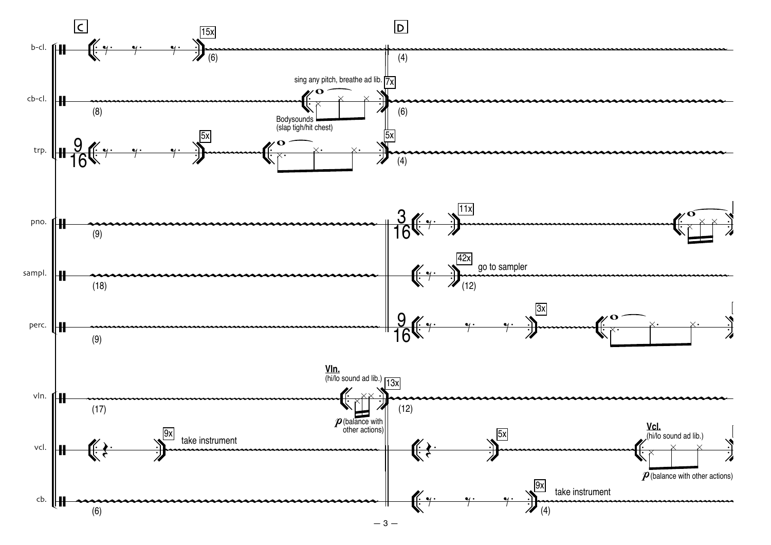C

D

b-cl. 15x (6) (4)

cb-cl. (8) sing any pitch, breathe ad lib. 7x (6)

Bodysounds
(slap tigh/hit chest)

trp. $\frac{9}{16}$ 5x 5x (4)

pno. (9) $\frac{3}{16}$ 11x

sampl. (18) 42x go to sampler (12)

perc. (9) $\frac{9}{16}$ 3x

**Vln.**
(hi/lo sound ad lib.)

vln. (17) 13x (12)

*p* (balance with other actions)

vcl. 9x take instrument 5x

**Vcl.**
(hi/lo sound ad lib.)

*p* (balance with other actions)

cb. (6) 9x take instrument (4)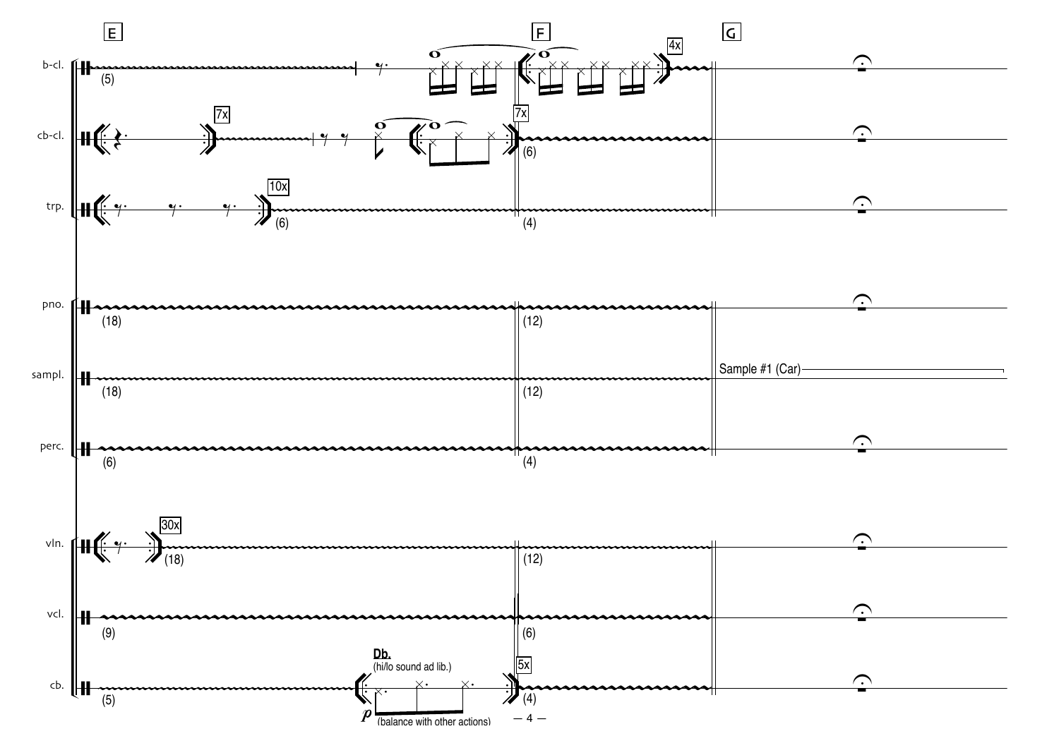E

F

G

b-cl.

cb-cl.

trp.

pno.

sampl.

perc.

vln.

vcl.

cb.

Sample #1 (Car)

**Db.**
(hi/lo sound ad lib.)

*p* (balance with other actions)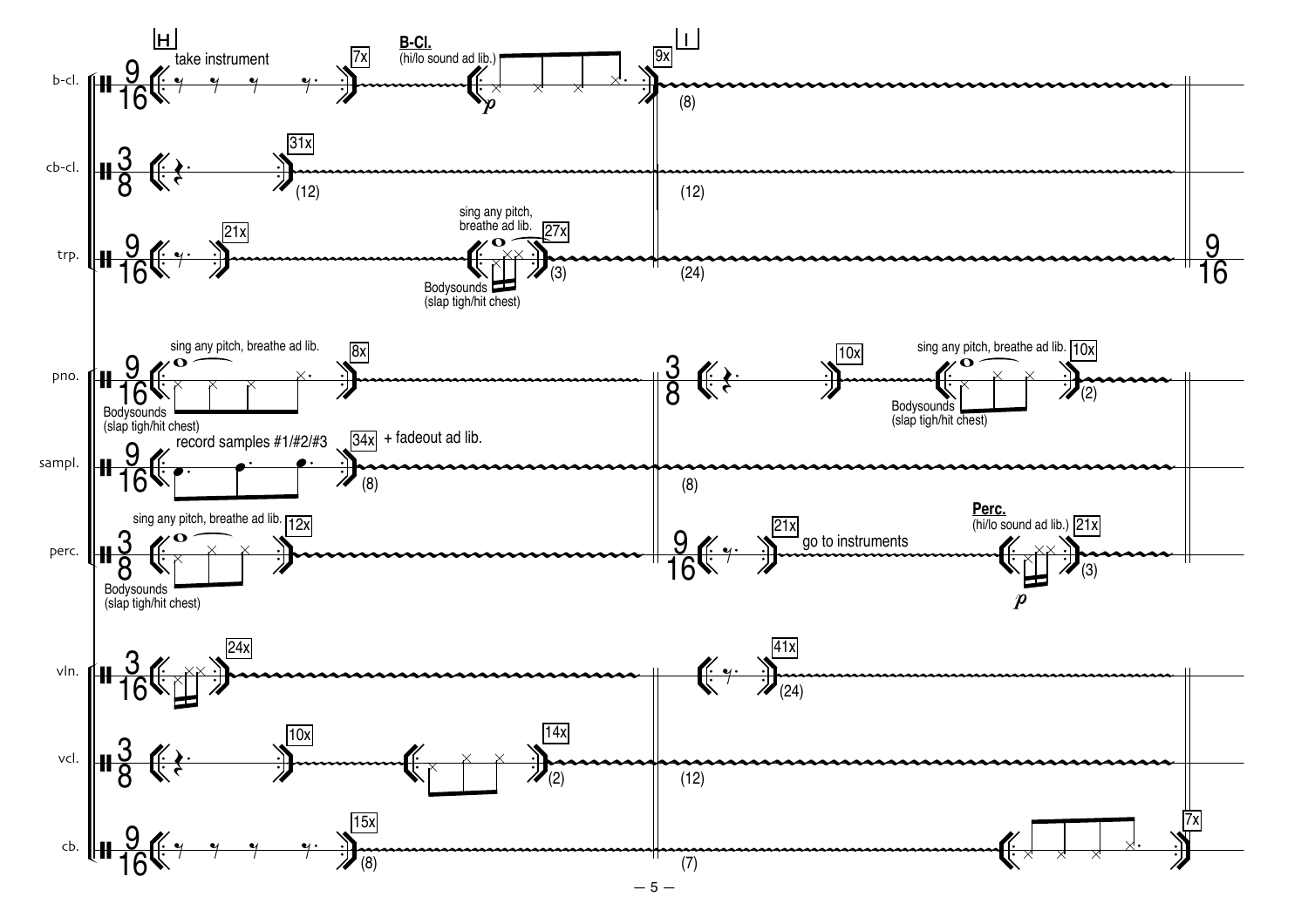H

I

b-cl. — take instrument — 7x — **B-Cl.** (hi/lo sound ad lib.) — *p* — 9x — (8)

cb-cl. — 31x — (12) — (12)

trp. — 21x — sing any pitch, breathe ad lib. — 27x — Bodysounds (slap tigh/hit chest) — (3) — (24)

pno. — sing any pitch, breathe ad lib. — 8x — Bodysounds (slap tigh/hit chest) — 10x — sing any pitch, breathe ad lib. — 10x — Bodysounds (slap tigh/hit chest) — (2)

sampl. — record samples #1/#2/#3 — 34x — + fadeout ad lib. — (8) — (8)

perc. — sing any pitch, breathe ad lib. — 12x — Bodysounds (slap tigh/hit chest) — 21x — go to instruments — **Perc.** (hi/lo sound ad lib.) — 21x — *p* — (3)

vln. — 24x — 41x — (24)

vcl. — 10x — 14x — (2) — (12)

cb. — 15x — (8) — (7) — 7x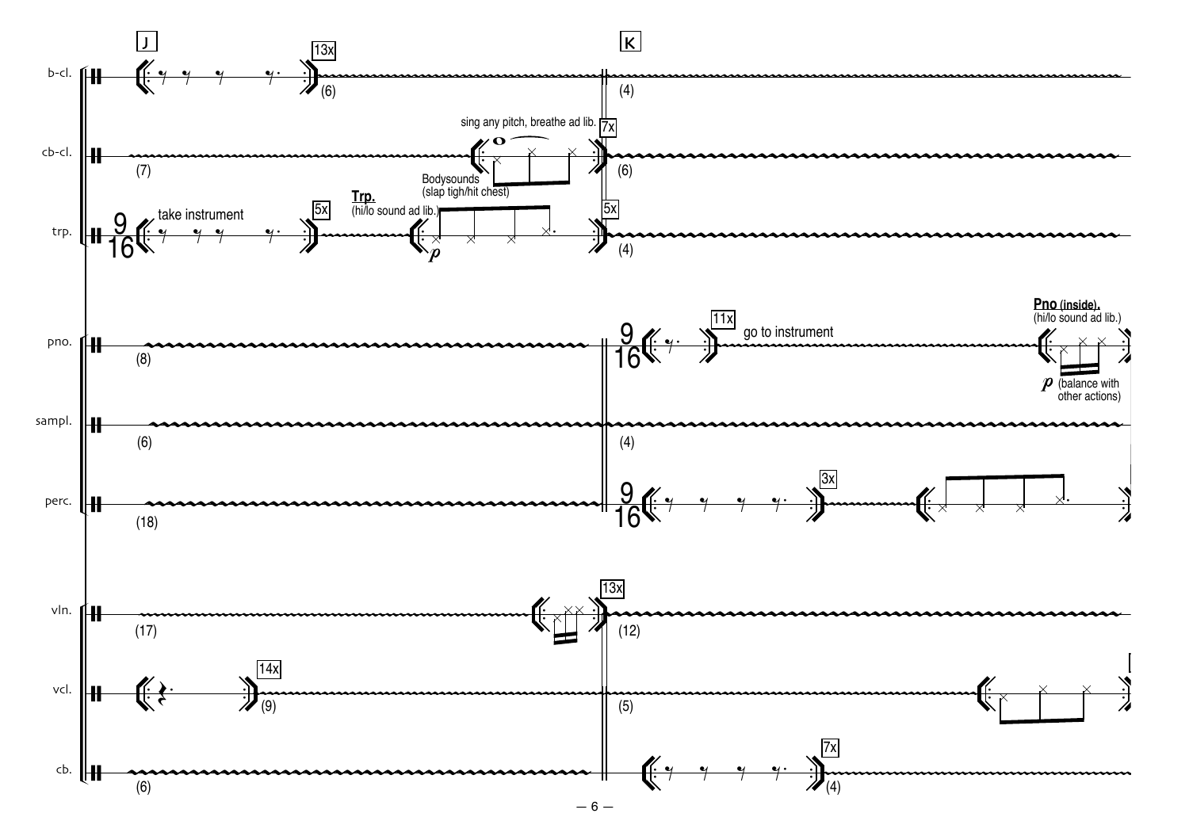J

K

b-cl. 13x (6) (4)

cb-cl. (7) sing any pitch, breathe ad lib. Bodysounds (slap tigh/hit chest) 7x (6)

trp. 9/16 take instrument 5x **Trp.** (hi/lo sound ad lib.) *p* 5x (4)

pno. (8) 9/16 11x go to instrument **Pno (inside).** (hi/lo sound ad lib.) *p* (balance with other actions)

sampl. (6) (4)

perc. (18) 9/16 3x

vln. (17) 13x (12)

vcl. 14x (9) (5)

cb. (6) 7x (4)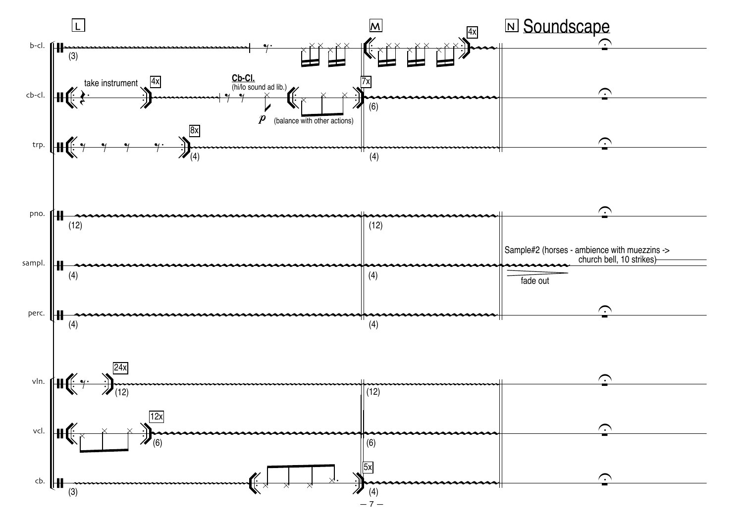L

M

N Soundscape

b-cl.

cb-cl.

take instrument

4x

Cb-Cl.
(hi/lo sound ad lib.)

*p* (balance with other actions)

7x

trp.

8x

pno.

sampl.

Sample#2 (horses - ambience with muezzins -> church bell, 10 strikes)

fade out

perc.

vln.

24x

vcl.

12x

cb.

5x

4x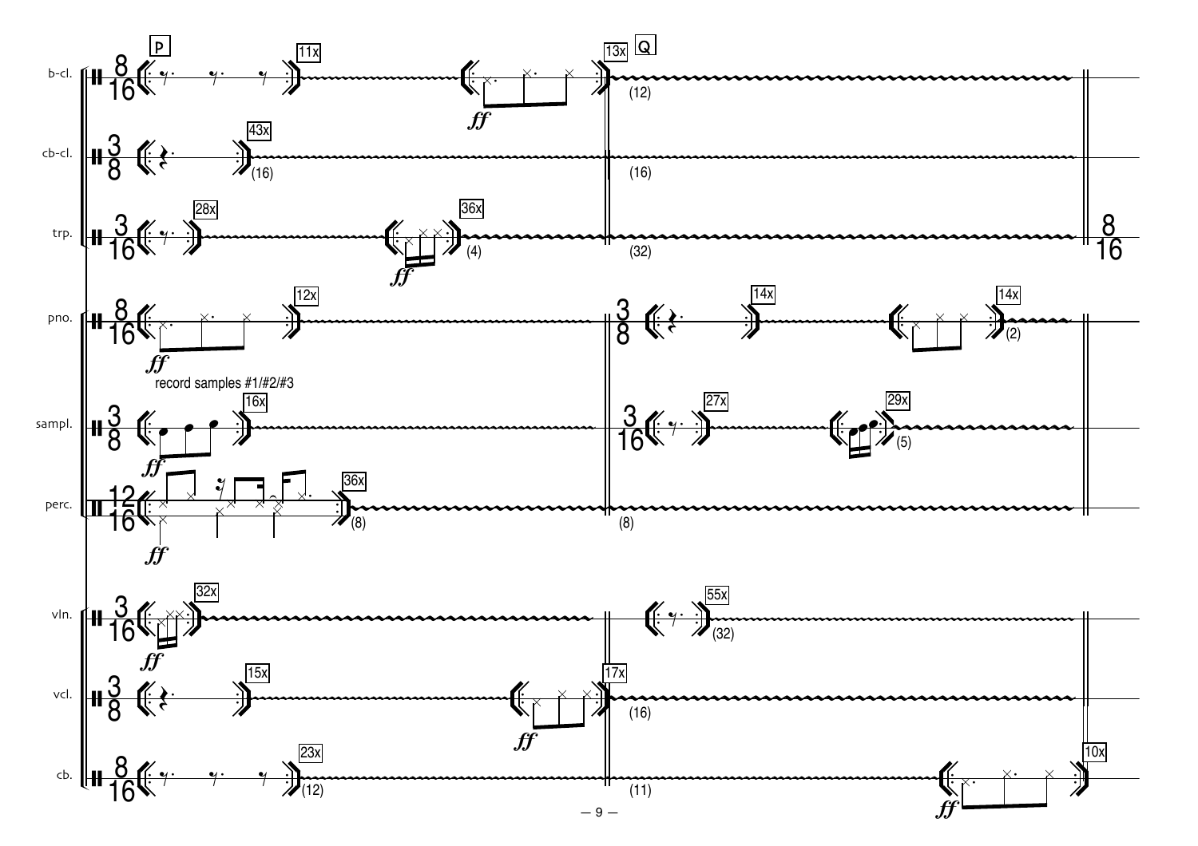P

Q

b-cl.

cb-cl.

trp.

pno.

record samples #1/#2/#3

sampl.

perc.

vln.

vcl.

cb.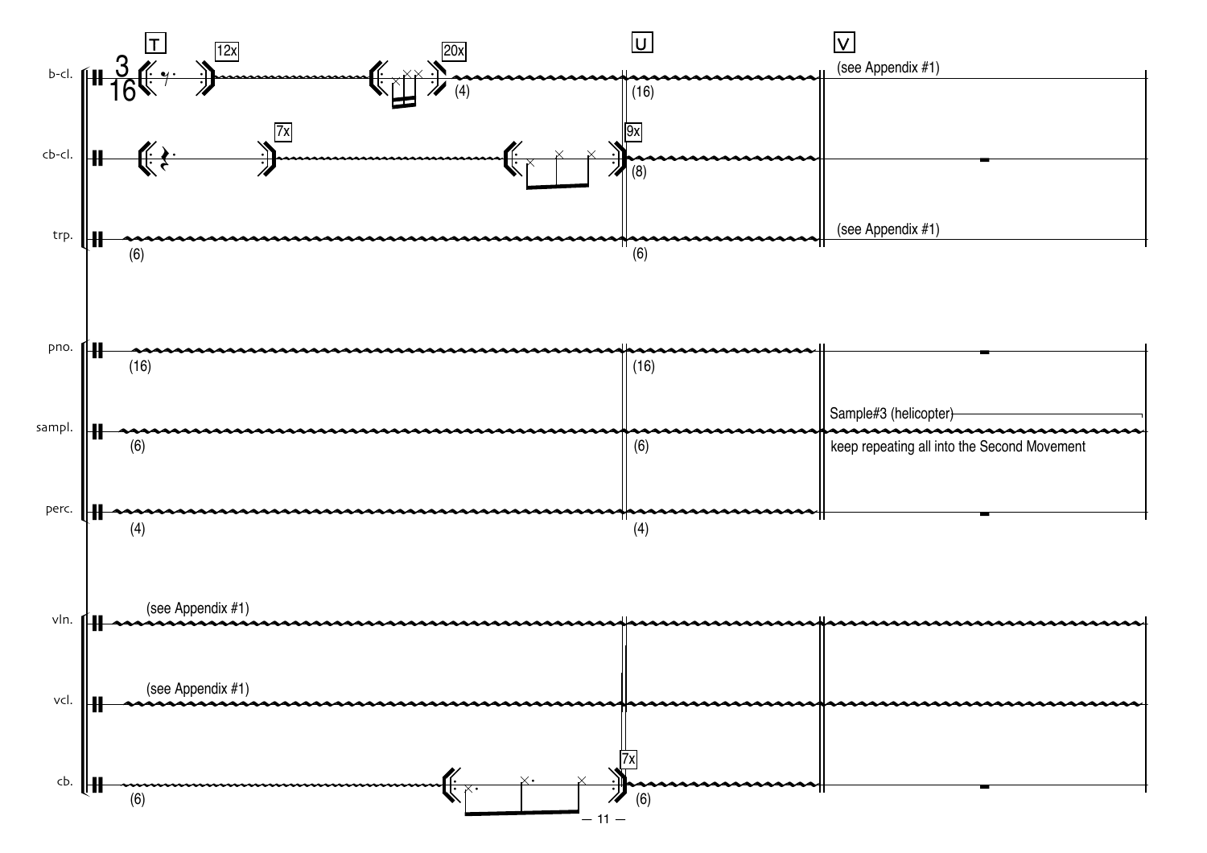T

b-cl. 3/16 12x 20x (4)

cb-cl. 7x 9x

trp. (6)

pno. (16)

sampl. (6)

perc. (4)

vln. (see Appendix #1)

vcl. (see Appendix #1)

cb. (6) 7x

U

b-cl. (16)

cb-cl. (8)

trp. (6)

pno. (16)

sampl. (6)

perc. (4)

cb. (6)

V

b-cl. (see Appendix #1)

trp. (see Appendix #1)

sampl. Sample#3 (helicopter)

keep repeating all into the Second Movement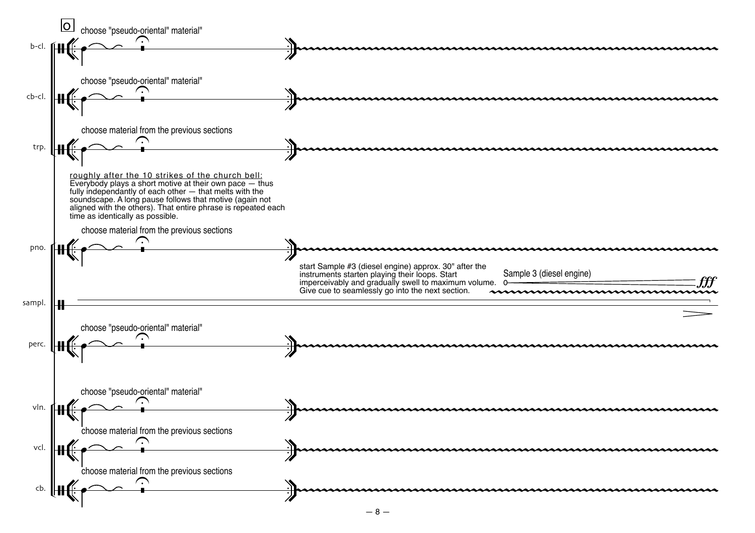O

**b-cl.** choose "pseudo-oriental" material

**cb-cl.** choose "pseudo-oriental" material

**trp.** choose material from the previous sections

roughly after the 10 strikes of the church bell:
Everybody plays a short motive at their own pace — thus fully independantly of each other — that melts with the soundscape. A long pause follows that motive (again not aligned with the others). That entire phrase is repeated each time as identically as possible.

**pno.** choose material from the previous sections

**sampl.** start Sample #3 (diesel engine) approx. 30" after the instruments starten playing their loops. Start imperceivably and gradually swell to maximum volume. Give cue to seamlessly go into the next section.

Sample 3 (diesel engine) 0 — *fff*

**perc.** choose "pseudo-oriental" material

**vln.** choose "pseudo-oriental" material

**vcl.** choose material from the previous sections

**cb.** choose material from the previous sections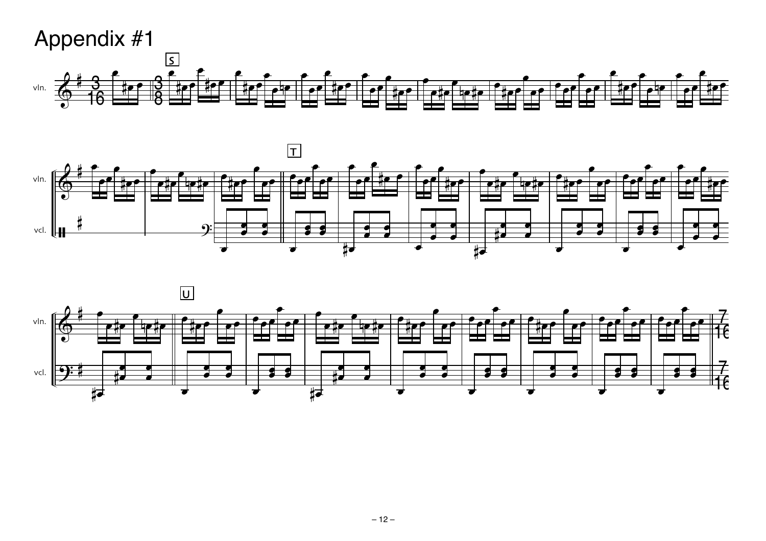# Appendix #1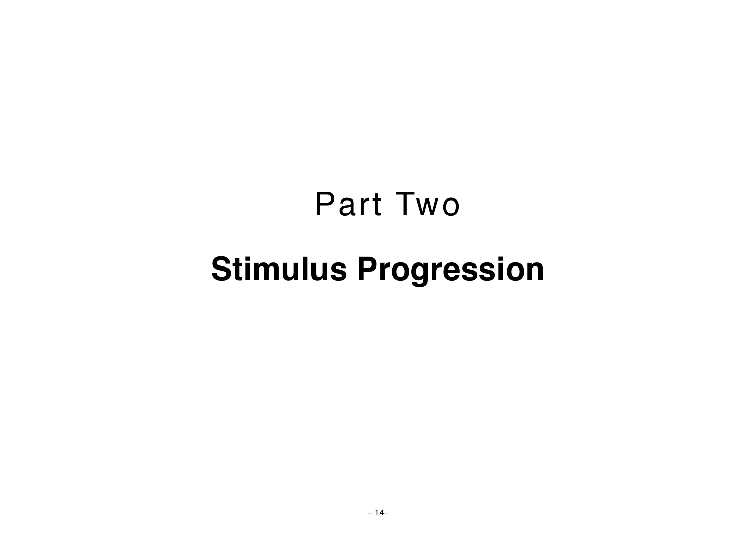# Part Two

# **Stimulus Progression**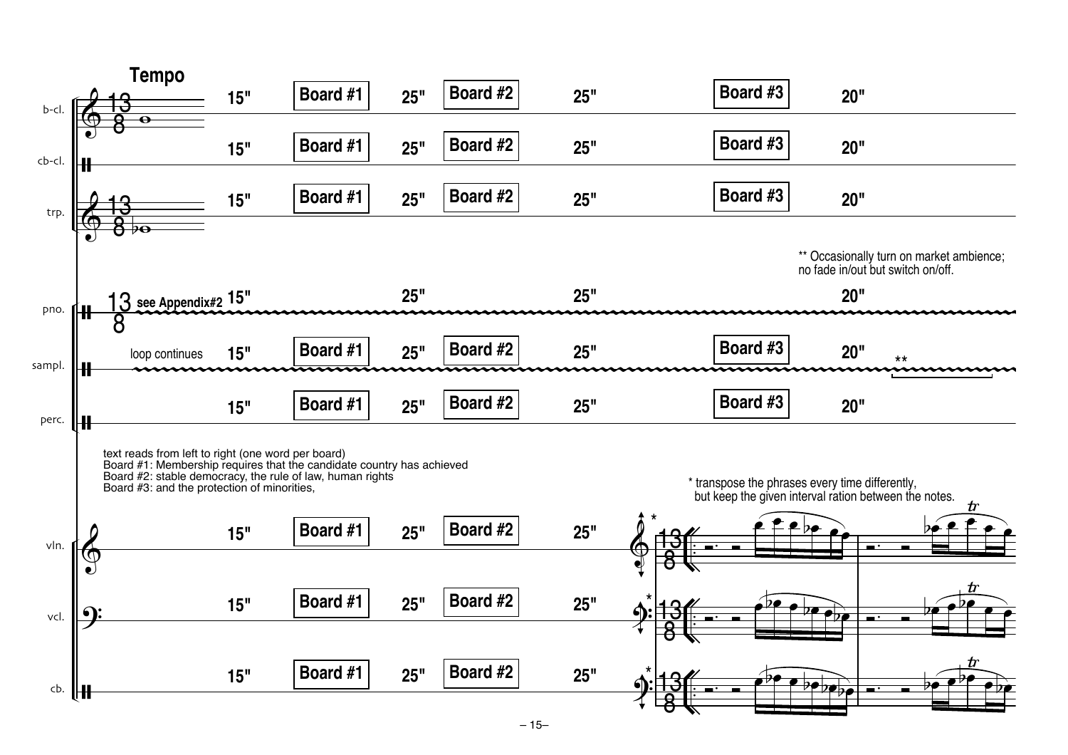**Tempo**

b-cl. — 15" — **Board #1** — 25" — **Board #2** — 25" — **Board #3** — 20"

cb-cl. — 15" — **Board #1** — 25" — **Board #2** — 25" — **Board #3** — 20"

trp. — 15" — **Board #1** — 25" — **Board #2** — 25" — **Board #3** — 20"

** Occasionally turn on market ambience; no fade in/out but switch on/off.

pno. — **see Appendix#2** 15" — 25" — 25" — 20"

sampl. — loop continues — 15" — **Board #1** — 25" — **Board #2** — 25" — **Board #3** — 20" — **

perc. — 15" — **Board #1** — 25" — **Board #2** — 25" — **Board #3** — 20"

text reads from left to right (one word per board)
Board #1: Membership requires that the candidate country has achieved
Board #2: stable democracy, the rule of law, human rights
Board #3: and the protection of minorities,

* transpose the phrases every time differently, but keep the given interval ration between the notes.

vln. — 15" — **Board #1** — 25" — **Board #2** — 25"

vcl. — 15" — **Board #1** — 25" — **Board #2** — 25"

cb. — 15" — **Board #1** — 25" — **Board #2** — 25"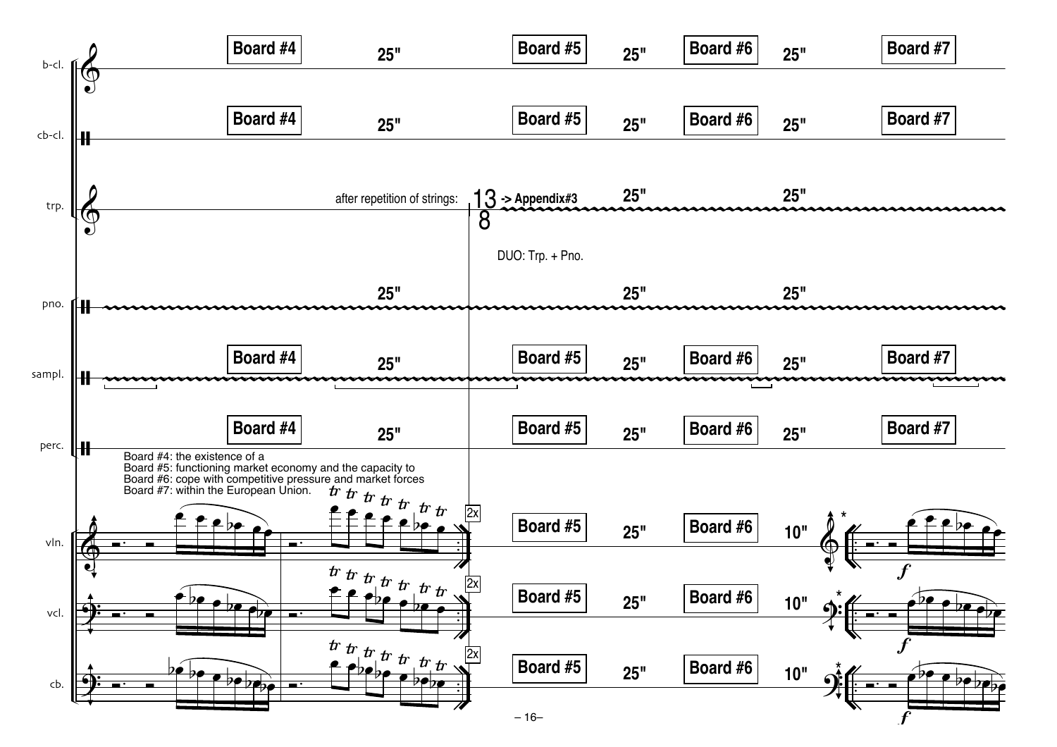Board #4: the existence of a
Board #5: functioning market economy and the capacity to
Board #6: cope with competitive pressure and market forces
Board #7: within the European Union.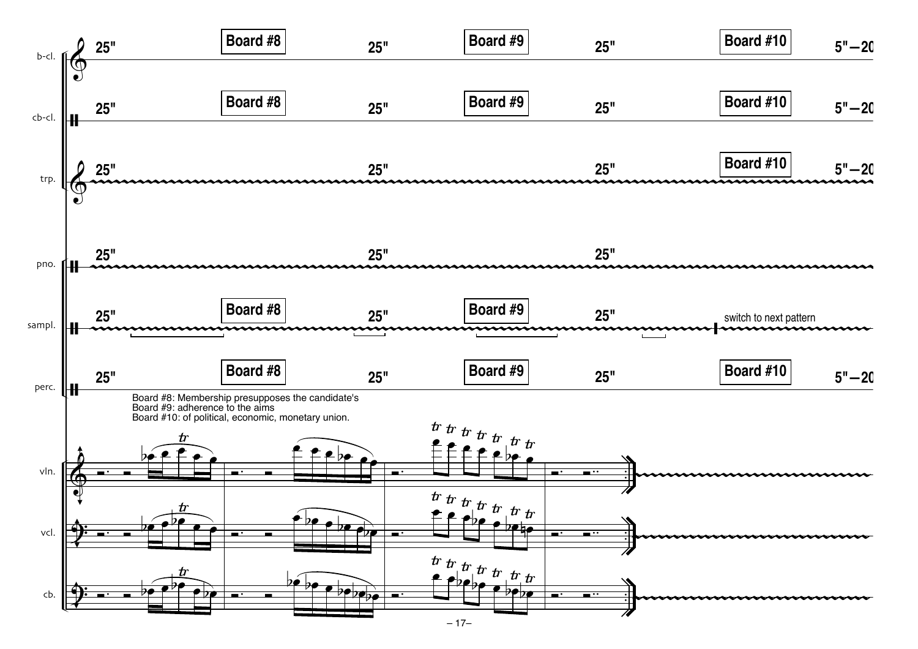Board #8: Membership presupposes the candidate's
Board #9: adherence to the aims
Board #10: of political, economic, monetary union.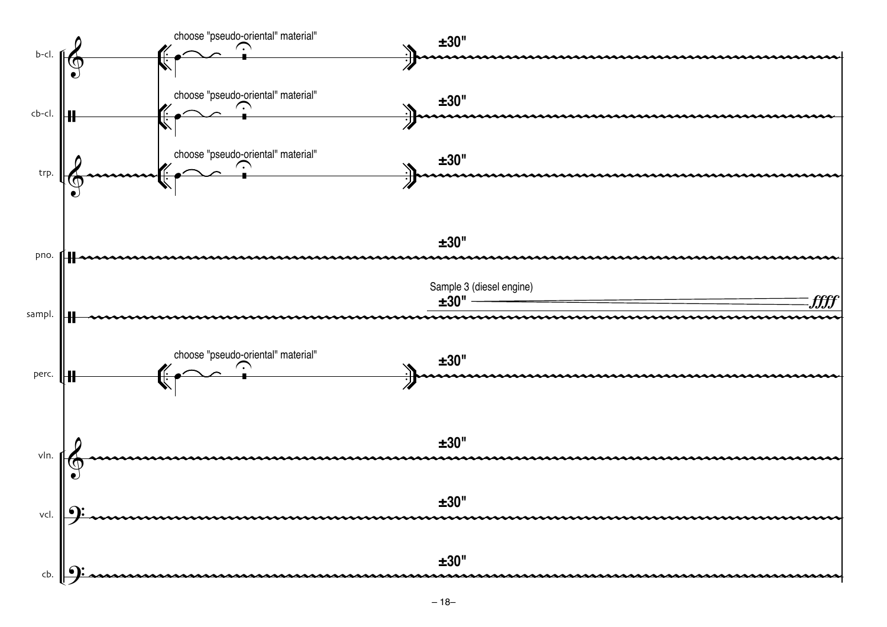b-cl.

choose "pseudo-oriental" material"

±30"

cb-cl.

choose "pseudo-oriental" material"

±30"

trp.

choose "pseudo-oriental" material"

±30"

pno.

±30"

sampl.

Sample 3 (diesel engine)

±30"

*ffff*

perc.

choose "pseudo-oriental" material"

±30"

vln.

±30"

vcl.

±30"

cb.

±30"